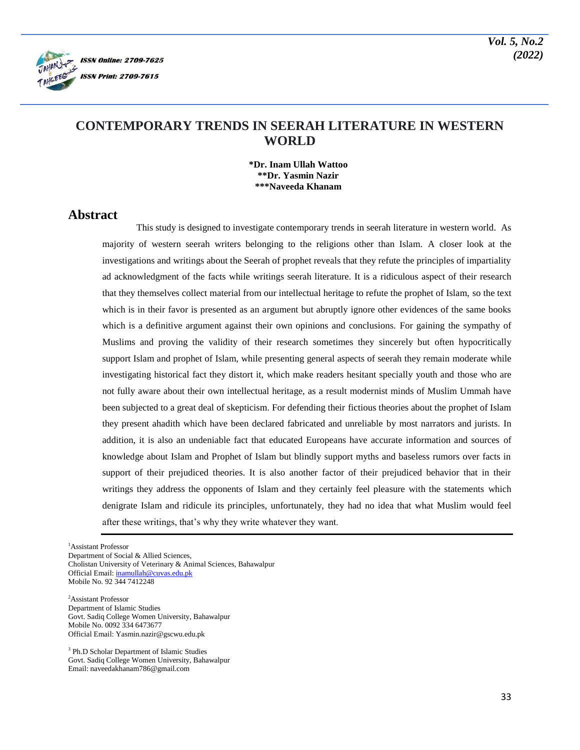# CONTEMPORARY TRENDS IN SEERAH LITERATURE IN WESTERN WORLD

**\*Dr. Inam Ullah Wattoo**
**\*\*Dr. Yasmin Nazir**
**\*\*\*Naveeda Khanam**

## Abstract

This study is designed to investigate contemporary trends in seerah literature in western world. As majority of western seerah writers belonging to the religions other than Islam. A closer look at the investigations and writings about the Seerah of prophet reveals that they refute the principles of impartiality ad acknowledgment of the facts while writings seerah literature. It is a ridiculous aspect of their research that they themselves collect material from our intellectual heritage to refute the prophet of Islam, so the text which is in their favor is presented as an argument but abruptly ignore other evidences of the same books which is a definitive argument against their own opinions and conclusions. For gaining the sympathy of Muslims and proving the validity of their research sometimes they sincerely but often hypocritically support Islam and prophet of Islam, while presenting general aspects of seerah they remain moderate while investigating historical fact they distort it, which make readers hesitant specially youth and those who are not fully aware about their own intellectual heritage, as a result modernist minds of Muslim Ummah have been subjected to a great deal of skepticism. For defending their fictious theories about the prophet of Islam they present ahadith which have been declared fabricated and unreliable by most narrators and jurists. In addition, it is also an undeniable fact that educated Europeans have accurate information and sources of knowledge about Islam and Prophet of Islam but blindly support myths and baseless rumors over facts in support of their prejudiced theories. It is also another factor of their prejudiced behavior that in their writings they address the opponents of Islam and they certainly feel pleasure with the statements which denigrate Islam and ridicule its principles, unfortunately, they had no idea that what Muslim would feel after these writings, that's why they write whatever they want.

---

[1]Assistant Professor
Department of Social & Allied Sciences,
Cholistan University of Veterinary & Animal Sciences, Bahawalpur
Official Email: inamullah@cuvas.edu.pk
Mobile No. 92 344 7412248

[2]Assistant Professor
Department of Islamic Studies
Govt. Sadiq College Women University, Bahawalpur
Mobile No. 0092 334 6473677
Official Email: Yasmin.nazir@gscwu.edu.pk

[3] Ph.D Scholar Department of Islamic Studies
Govt. Sadiq College Women University, Bahawalpur
Email: naveedakhanam786@gmail.com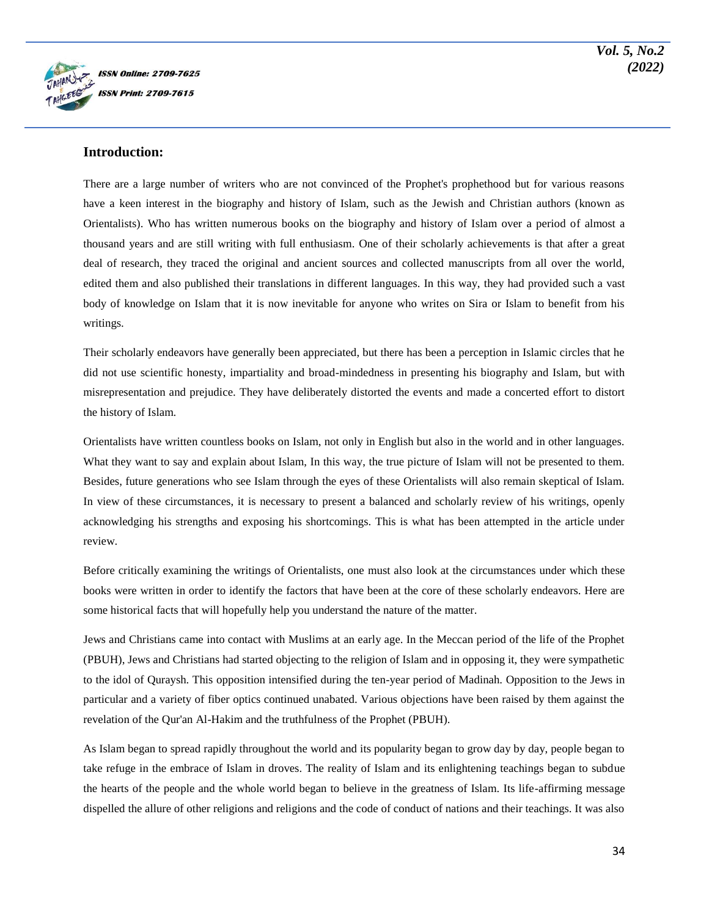## Introduction:

There are a large number of writers who are not convinced of the Prophet's prophethood but for various reasons have a keen interest in the biography and history of Islam, such as the Jewish and Christian authors (known as Orientalists). Who has written numerous books on the biography and history of Islam over a period of almost a thousand years and are still writing with full enthusiasm. One of their scholarly achievements is that after a great deal of research, they traced the original and ancient sources and collected manuscripts from all over the world, edited them and also published their translations in different languages. In this way, they had provided such a vast body of knowledge on Islam that it is now inevitable for anyone who writes on Sira or Islam to benefit from his writings.

Their scholarly endeavors have generally been appreciated, but there has been a perception in Islamic circles that he did not use scientific honesty, impartiality and broad-mindedness in presenting his biography and Islam, but with misrepresentation and prejudice. They have deliberately distorted the events and made a concerted effort to distort the history of Islam.

Orientalists have written countless books on Islam, not only in English but also in the world and in other languages. What they want to say and explain about Islam, In this way, the true picture of Islam will not be presented to them. Besides, future generations who see Islam through the eyes of these Orientalists will also remain skeptical of Islam. In view of these circumstances, it is necessary to present a balanced and scholarly review of his writings, openly acknowledging his strengths and exposing his shortcomings. This is what has been attempted in the article under review.

Before critically examining the writings of Orientalists, one must also look at the circumstances under which these books were written in order to identify the factors that have been at the core of these scholarly endeavors. Here are some historical facts that will hopefully help you understand the nature of the matter.

Jews and Christians came into contact with Muslims at an early age. In the Meccan period of the life of the Prophet (PBUH), Jews and Christians had started objecting to the religion of Islam and in opposing it, they were sympathetic to the idol of Quraysh. This opposition intensified during the ten-year period of Madinah. Opposition to the Jews in particular and a variety of fiber optics continued unabated. Various objections have been raised by them against the revelation of the Qur'an Al-Hakim and the truthfulness of the Prophet (PBUH).

As Islam began to spread rapidly throughout the world and its popularity began to grow day by day, people began to take refuge in the embrace of Islam in droves. The reality of Islam and its enlightening teachings began to subdue the hearts of the people and the whole world began to believe in the greatness of Islam. Its life-affirming message dispelled the allure of other religions and religions and the code of conduct of nations and their teachings. It was also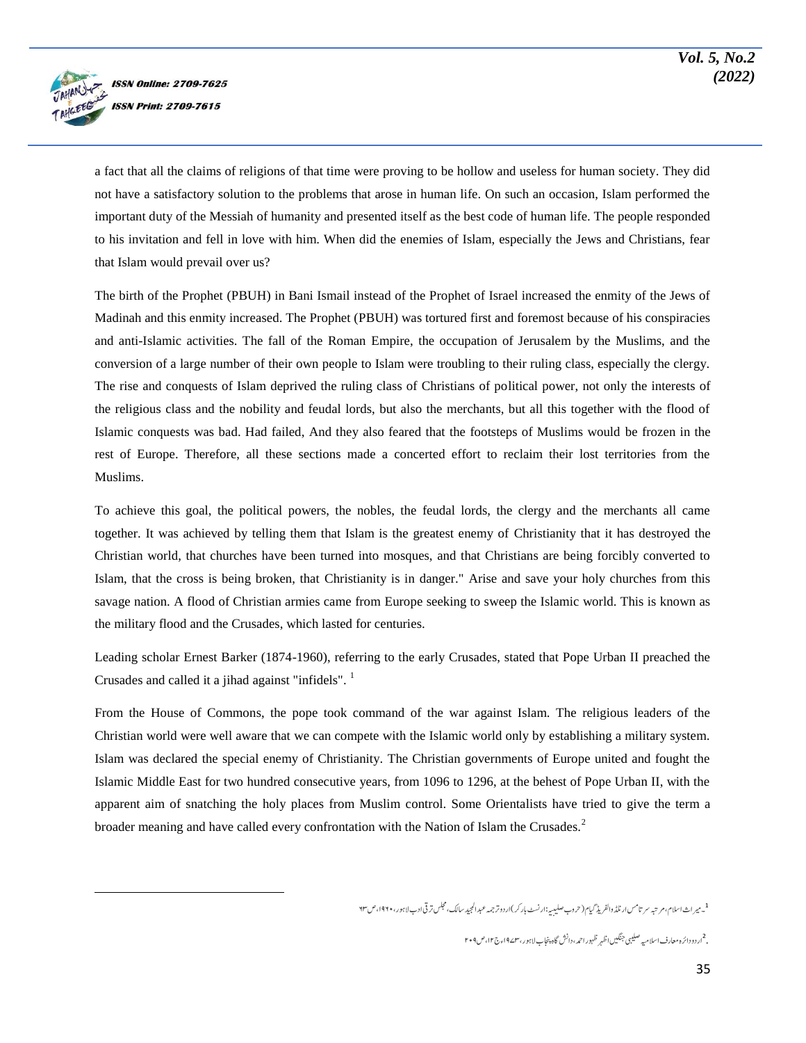a fact that all the claims of religions of that time were proving to be hollow and useless for human society. They did not have a satisfactory solution to the problems that arose in human life. On such an occasion, Islam performed the important duty of the Messiah of humanity and presented itself as the best code of human life. The people responded to his invitation and fell in love with him. When did the enemies of Islam, especially the Jews and Christians, fear that Islam would prevail over us?

The birth of the Prophet (PBUH) in Bani Ismail instead of the Prophet of Israel increased the enmity of the Jews of Madinah and this enmity increased. The Prophet (PBUH) was tortured first and foremost because of his conspiracies and anti-Islamic activities. The fall of the Roman Empire, the occupation of Jerusalem by the Muslims, and the conversion of a large number of their own people to Islam were troubling to their ruling class, especially the clergy. The rise and conquests of Islam deprived the ruling class of Christians of political power, not only the interests of the religious class and the nobility and feudal lords, but also the merchants, but all this together with the flood of Islamic conquests was bad. Had failed, And they also feared that the footsteps of Muslims would be frozen in the rest of Europe. Therefore, all these sections made a concerted effort to reclaim their lost territories from the Muslims.

To achieve this goal, the political powers, the nobles, the feudal lords, the clergy and the merchants all came together. It was achieved by telling them that Islam is the greatest enemy of Christianity that it has destroyed the Christian world, that churches have been turned into mosques, and that Christians are being forcibly converted to Islam, that the cross is being broken, that Christianity is in danger." Arise and save your holy churches from this savage nation. A flood of Christian armies came from Europe seeking to sweep the Islamic world. This is known as the military flood and the Crusades, which lasted for centuries.

Leading scholar Ernest Barker (1874-1960), referring to the early Crusades, stated that Pope Urban II preached the Crusades and called it a jihad against "infidels". [1]

From the House of Commons, the pope took command of the war against Islam. The religious leaders of the Christian world were well aware that we can compete with the Islamic world only by establishing a military system. Islam was declared the special enemy of Christianity. The Christian governments of Europe united and fought the Islamic Middle East for two hundred consecutive years, from 1096 to 1296, at the behest of Pope Urban II, with the apparent aim of snatching the holy places from Muslim control. Some Orientalists have tried to give the term a broader meaning and have called every confrontation with the Nation of Islam the Crusades.[2]

---

[1] میراث اسلام، مرتبہ سر تامس ارنلڈ والفریڈ گیام (حروب صلیبیہ: ارنسٹ بارکر) اردو ترجمہ عبدالمجید سالک، مجلس ترقی ادب لاہور، ۱۹۷۰، ص ۹۳

[2] اردو دائرہ معارف اسلامیہ صلیبی جنگیں اظہر ظہور احمد، دانش گاہ پنجاب لاہور، ۱۹۷۳ء ج ۱۲، ص ۲۰۹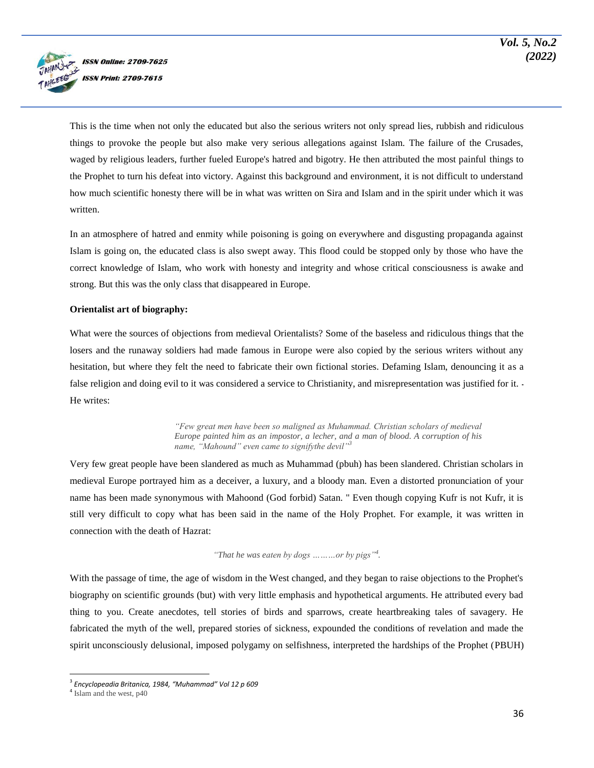This is the time when not only the educated but also the serious writers not only spread lies, rubbish and ridiculous things to provoke the people but also make very serious allegations against Islam. The failure of the Crusades, waged by religious leaders, further fueled Europe's hatred and bigotry. He then attributed the most painful things to the Prophet to turn his defeat into victory. Against this background and environment, it is not difficult to understand how much scientific honesty there will be in what was written on Sira and Islam and in the spirit under which it was written.

In an atmosphere of hatred and enmity while poisoning is going on everywhere and disgusting propaganda against Islam is going on, the educated class is also swept away. This flood could be stopped only by those who have the correct knowledge of Islam, who work with honesty and integrity and whose critical consciousness is awake and strong. But this was the only class that disappeared in Europe.

**Orientalist art of biography:**

What were the sources of objections from medieval Orientalists? Some of the baseless and ridiculous things that the losers and the runaway soldiers had made famous in Europe were also copied by the serious writers without any hesitation, but where they felt the need to fabricate their own fictional stories. Defaming Islam, denouncing it as a false religion and doing evil to it was considered a service to Christianity, and misrepresentation was justified for it. - He writes:

> *"Few great men have been so maligned as Muhammad. Christian scholars of medieval Europe painted him as an impostor, a lecher, and a man of blood. A corruption of his name, "Mahound" even came to signifythe devil"*[3]

Very few great people have been slandered as much as Muhammad (pbuh) has been slandered. Christian scholars in medieval Europe portrayed him as a deceiver, a luxury, and a bloody man. Even a distorted pronunciation of your name has been made synonymous with Mahoond (God forbid) Satan. " Even though copying Kufr is not Kufr, it is still very difficult to copy what has been said in the name of the Holy Prophet. For example, it was written in connection with the death of Hazrat:

> *"That he was eaten by dogs ………or by pigs"*[4].

With the passage of time, the age of wisdom in the West changed, and they began to raise objections to the Prophet's biography on scientific grounds (but) with very little emphasis and hypothetical arguments. He attributed every bad thing to you. Create anecdotes, tell stories of birds and sparrows, create heartbreaking tales of savagery. He fabricated the myth of the well, prepared stories of sickness, expounded the conditions of revelation and made the spirit unconsciously delusional, imposed polygamy on selfishness, interpreted the hardships of the Prophet (PBUH)

---

[3] *Encyclopeadia Britanica, 1984, "Muhammad" Vol 12 p 609*

[4] Islam and the west, p40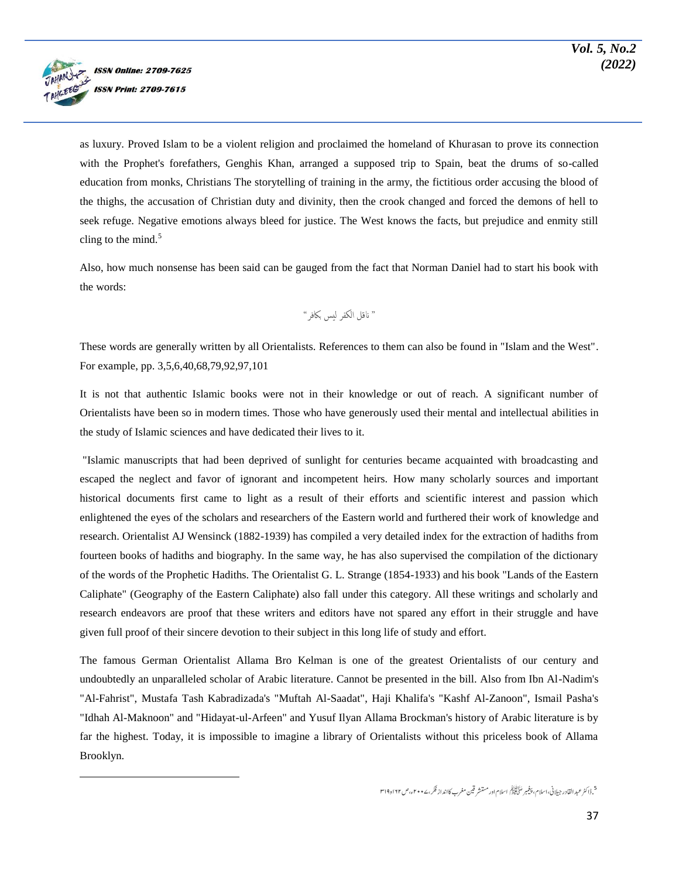as luxury. Proved Islam to be a violent religion and proclaimed the homeland of Khurasan to prove its connection with the Prophet's forefathers, Genghis Khan, arranged a supposed trip to Spain, beat the drums of so-called education from monks, Christians The storytelling of training in the army, the fictitious order accusing the blood of the thighs, the accusation of Christian duty and divinity, then the crook changed and forced the demons of hell to seek refuge. Negative emotions always bleed for justice. The West knows the facts, but prejudice and enmity still cling to the mind.[5]

Also, how much nonsense has been said can be gauged from the fact that Norman Daniel had to start his book with the words:

" ناقل الكفر ليس بكافر"

These words are generally written by all Orientalists. References to them can also be found in "Islam and the West". For example, pp. 3,5,6,40,68,79,92,97,101

It is not that authentic Islamic books were not in their knowledge or out of reach. A significant number of Orientalists have been so in modern times. Those who have generously used their mental and intellectual abilities in the study of Islamic sciences and have dedicated their lives to it.

"Islamic manuscripts that had been deprived of sunlight for centuries became acquainted with broadcasting and escaped the neglect and favor of ignorant and incompetent heirs. How many scholarly sources and important historical documents first came to light as a result of their efforts and scientific interest and passion which enlightened the eyes of the scholars and researchers of the Eastern world and furthered their work of knowledge and research. Orientalist AJ Wensinck (1882-1939) has compiled a very detailed index for the extraction of hadiths from fourteen books of hadiths and biography. In the same way, he has also supervised the compilation of the dictionary of the words of the Prophetic Hadiths. The Orientalist G. L. Strange (1854-1933) and his book "Lands of the Eastern Caliphate" (Geography of the Eastern Caliphate) also fall under this category. All these writings and scholarly and research endeavors are proof that these writers and editors have not spared any effort in their struggle and have given full proof of their sincere devotion to their subject in this long life of study and effort.

The famous German Orientalist Allama Bro Kelman is one of the greatest Orientalists of our century and undoubtedly an unparalleled scholar of Arabic literature. Cannot be presented in the bill. Also from Ibn Al-Nadim's "Al-Fahrist", Mustafa Tash Kabradizada's "Muftah Al-Saadat", Haji Khalifa's "Kashf Al-Zanoon", Ismail Pasha's "Idhah Al-Maknoon" and "Hidayat-ul-Arfeen" and Yusuf Ilyan Allama Brockman's history of Arabic literature is by far the highest. Today, it is impossible to imagine a library of Orientalists without this priceless book of Allama Brooklyn.

---

[5] ڈاکٹر عبد القادر جیلانی، اسلام، پیغمبر ﷺ اسلام اور مستشرقین مغرب کا انداز فکر، ۲۰۰۷ء، ص ۲۲ا و ۳۱۹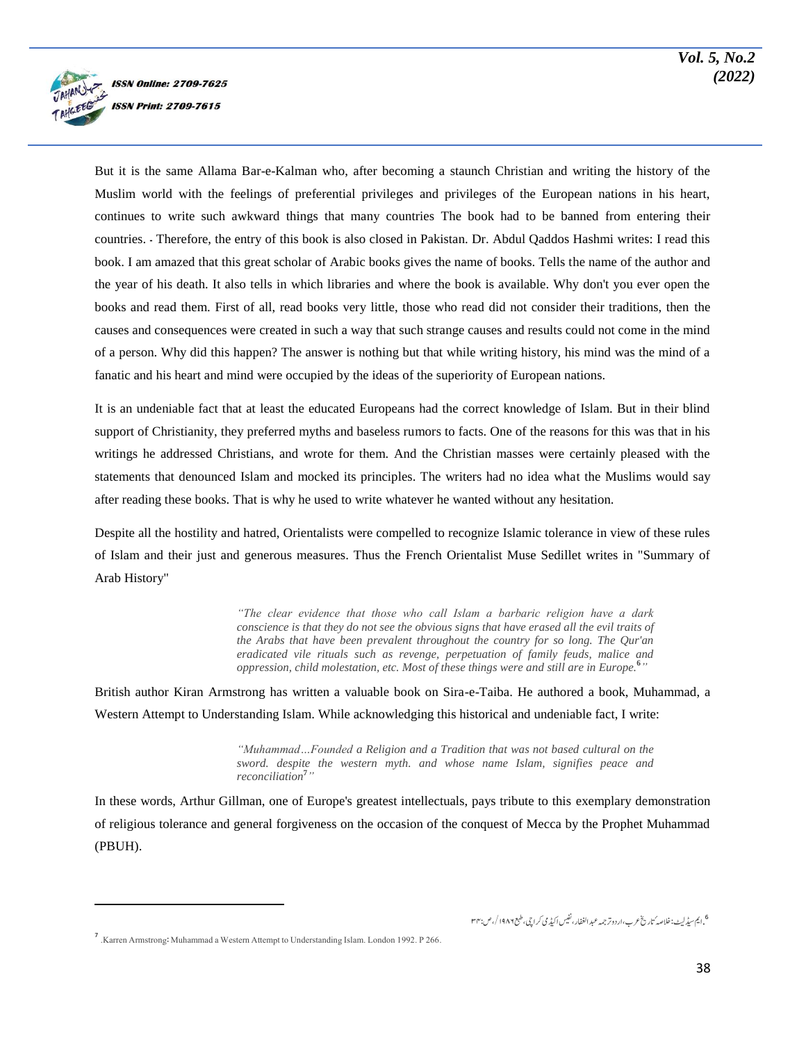But it is the same Allama Bar-e-Kalman who, after becoming a staunch Christian and writing the history of the Muslim world with the feelings of preferential privileges and privileges of the European nations in his heart, continues to write such awkward things that many countries The book had to be banned from entering their countries. - Therefore, the entry of this book is also closed in Pakistan. Dr. Abdul Qaddos Hashmi writes: I read this book. I am amazed that this great scholar of Arabic books gives the name of books. Tells the name of the author and the year of his death. It also tells in which libraries and where the book is available. Why don't you ever open the books and read them. First of all, read books very little, those who read did not consider their traditions, then the causes and consequences were created in such a way that such strange causes and results could not come in the mind of a person. Why did this happen? The answer is nothing but that while writing history, his mind was the mind of a fanatic and his heart and mind were occupied by the ideas of the superiority of European nations.

It is an undeniable fact that at least the educated Europeans had the correct knowledge of Islam. But in their blind support of Christianity, they preferred myths and baseless rumors to facts. One of the reasons for this was that in his writings he addressed Christians, and wrote for them. And the Christian masses were certainly pleased with the statements that denounced Islam and mocked its principles. The writers had no idea what the Muslims would say after reading these books. That is why he used to write whatever he wanted without any hesitation.

Despite all the hostility and hatred, Orientalists were compelled to recognize Islamic tolerance in view of these rules of Islam and their just and generous measures. Thus the French Orientalist Muse Sedillet writes in "Summary of Arab History"

> *"The clear evidence that those who call Islam a barbaric religion have a dark conscience is that they do not see the obvious signs that have erased all the evil traits of the Arabs that have been prevalent throughout the country for so long. The Qur'an eradicated vile rituals such as revenge, perpetuation of family feuds, malice and oppression, child molestation, etc. Most of these things were and still are in Europe.[6]"*

British author Kiran Armstrong has written a valuable book on Sira-e-Taiba. He authored a book, Muhammad, a Western Attempt to Understanding Islam. While acknowledging this historical and undeniable fact, I write:

> *"Muhammad…Founded a Religion and a Tradition that was not based cultural on the sword. despite the western myth. and whose name Islam, signifies peace and reconciliation[7]"*

In these words, Arthur Gillman, one of Europe's greatest intellectuals, pays tribute to this exemplary demonstration of religious tolerance and general forgiveness on the occasion of the conquest of Mecca by the Prophet Muhammad (PBUH).

---

[6]. ایم سیڈلیٹ: خلاصہ تاریخ عرب، اردو ترجمہ عبدالغفار، نفیس اکیڈمی کراچی، طبع ۱۹۸۶/، ص: ۳۴

[7] .Karren Armstrong: Muhammad a Western Attempt to Understanding Islam. London 1992. P 266.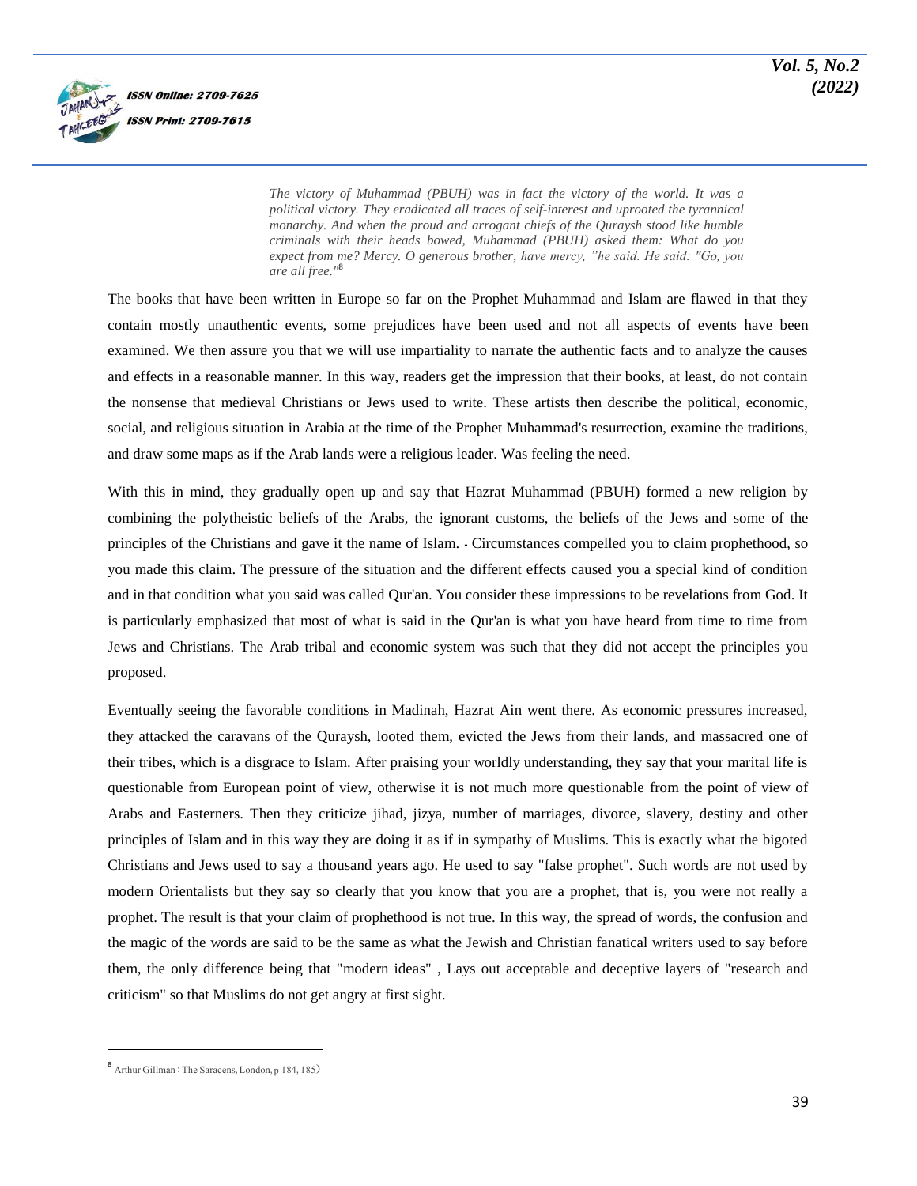> *The victory of Muhammad (PBUH) was in fact the victory of the world. It was a political victory. They eradicated all traces of self-interest and uprooted the tyrannical monarchy. And when the proud and arrogant chiefs of the Quraysh stood like humble criminals with their heads bowed, Muhammad (PBUH) asked them: What do you expect from me? Mercy. O generous brother, have mercy, "he said. He said: "Go, you are all free."*[8]

The books that have been written in Europe so far on the Prophet Muhammad and Islam are flawed in that they contain mostly unauthentic events, some prejudices have been used and not all aspects of events have been examined. We then assure you that we will use impartiality to narrate the authentic facts and to analyze the causes and effects in a reasonable manner. In this way, readers get the impression that their books, at least, do not contain the nonsense that medieval Christians or Jews used to write. These artists then describe the political, economic, social, and religious situation in Arabia at the time of the Prophet Muhammad's resurrection, examine the traditions, and draw some maps as if the Arab lands were a religious leader. Was feeling the need.

With this in mind, they gradually open up and say that Hazrat Muhammad (PBUH) formed a new religion by combining the polytheistic beliefs of the Arabs, the ignorant customs, the beliefs of the Jews and some of the principles of the Christians and gave it the name of Islam. - Circumstances compelled you to claim prophethood, so you made this claim. The pressure of the situation and the different effects caused you a special kind of condition and in that condition what you said was called Qur'an. You consider these impressions to be revelations from God. It is particularly emphasized that most of what is said in the Qur'an is what you have heard from time to time from Jews and Christians. The Arab tribal and economic system was such that they did not accept the principles you proposed.

Eventually seeing the favorable conditions in Madinah, Hazrat Ain went there. As economic pressures increased, they attacked the caravans of the Quraysh, looted them, evicted the Jews from their lands, and massacred one of their tribes, which is a disgrace to Islam. After praising your worldly understanding, they say that your marital life is questionable from European point of view, otherwise it is not much more questionable from the point of view of Arabs and Easterners. Then they criticize jihad, jizya, number of marriages, divorce, slavery, destiny and other principles of Islam and in this way they are doing it as if in sympathy of Muslims. This is exactly what the bigoted Christians and Jews used to say a thousand years ago. He used to say "false prophet". Such words are not used by modern Orientalists but they say so clearly that you know that you are a prophet, that is, you were not really a prophet. The result is that your claim of prophethood is not true. In this way, the spread of words, the confusion and the magic of the words are said to be the same as what the Jewish and Christian fanatical writers used to say before them, the only difference being that "modern ideas" , Lays out acceptable and deceptive layers of "research and criticism" so that Muslims do not get angry at first sight.

---

[8] Arthur Gillman : The Saracens, London, p 184, 185)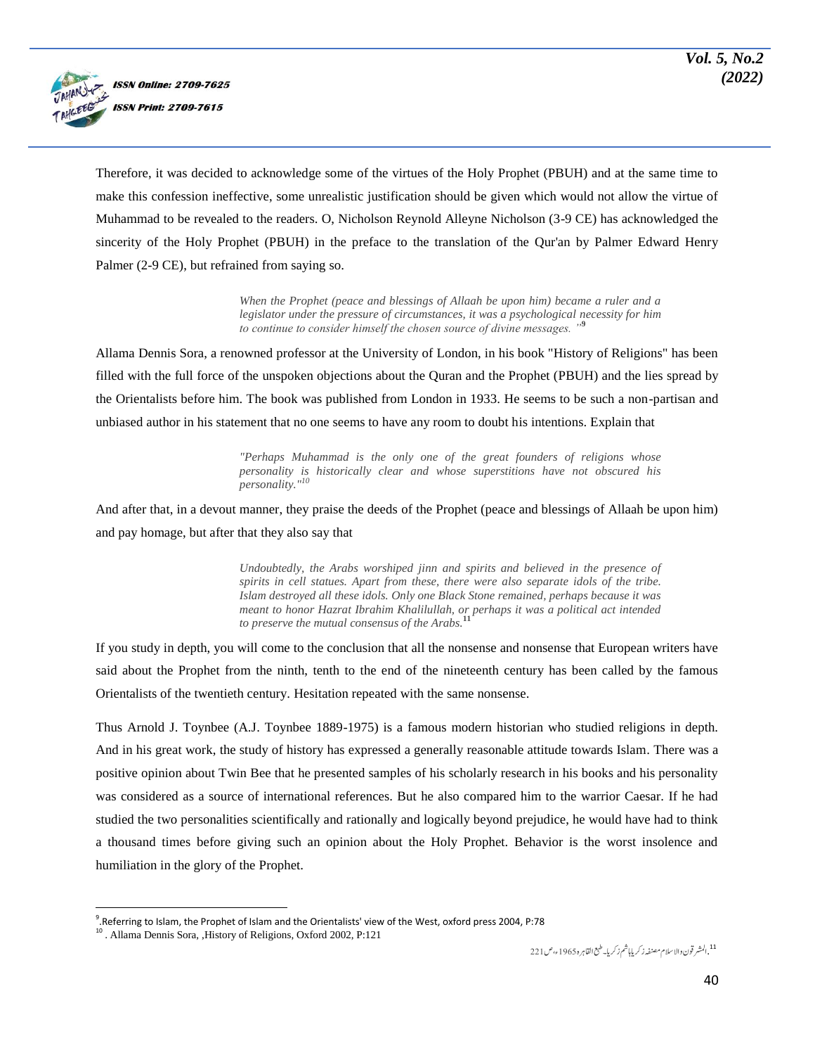Therefore, it was decided to acknowledge some of the virtues of the Holy Prophet (PBUH) and at the same time to make this confession ineffective, some unrealistic justification should be given which would not allow the virtue of Muhammad to be revealed to the readers. O, Nicholson Reynold Alleyne Nicholson (3-9 CE) has acknowledged the sincerity of the Holy Prophet (PBUH) in the preface to the translation of the Qur'an by Palmer Edward Henry Palmer (2-9 CE), but refrained from saying so.

> *When the Prophet (peace and blessings of Allaah be upon him) became a ruler and a legislator under the pressure of circumstances, it was a psychological necessity for him to continue to consider himself the chosen source of divine messages. "*[9]

Allama Dennis Sora, a renowned professor at the University of London, in his book "History of Religions" has been filled with the full force of the unspoken objections about the Quran and the Prophet (PBUH) and the lies spread by the Orientalists before him. The book was published from London in 1933. He seems to be such a non-partisan and unbiased author in his statement that no one seems to have any room to doubt his intentions. Explain that

> *"Perhaps Muhammad is the only one of the great founders of religions whose personality is historically clear and whose superstitions have not obscured his personality."*[10]

And after that, in a devout manner, they praise the deeds of the Prophet (peace and blessings of Allaah be upon him) and pay homage, but after that they also say that

> *Undoubtedly, the Arabs worshiped jinn and spirits and believed in the presence of spirits in cell statues. Apart from these, there were also separate idols of the tribe. Islam destroyed all these idols. Only one Black Stone remained, perhaps because it was meant to honor Hazrat Ibrahim Khalilullah, or perhaps it was a political act intended to preserve the mutual consensus of the Arabs.*[11]

If you study in depth, you will come to the conclusion that all the nonsense and nonsense that European writers have said about the Prophet from the ninth, tenth to the end of the nineteenth century has been called by the famous Orientalists of the twentieth century. Hesitation repeated with the same nonsense.

Thus Arnold J. Toynbee (A.J. Toynbee 1889-1975) is a famous modern historian who studied religions in depth. And in his great work, the study of history has expressed a generally reasonable attitude towards Islam. There was a positive opinion about Twin Bee that he presented samples of his scholarly research in his books and his personality was considered as a source of international references. But he also compared him to the warrior Caesar. If he had studied the two personalities scientifically and rationally and logically beyond prejudice, he would have had to think a thousand times before giving such an opinion about the Holy Prophet. Behavior is the worst insolence and humiliation in the glory of the Prophet.

---

[9] .Referring to Islam, the Prophet of Islam and the Orientalists' view of the West, oxford press 2004, P:78

[10] . Allama Dennis Sora, ,History of Religions, Oxford 2002, P:121

[11] .المشرقون والاسلام مصنفہ زکریا ہاشم زکریا، طبع القاہرہ 1965ء، ص221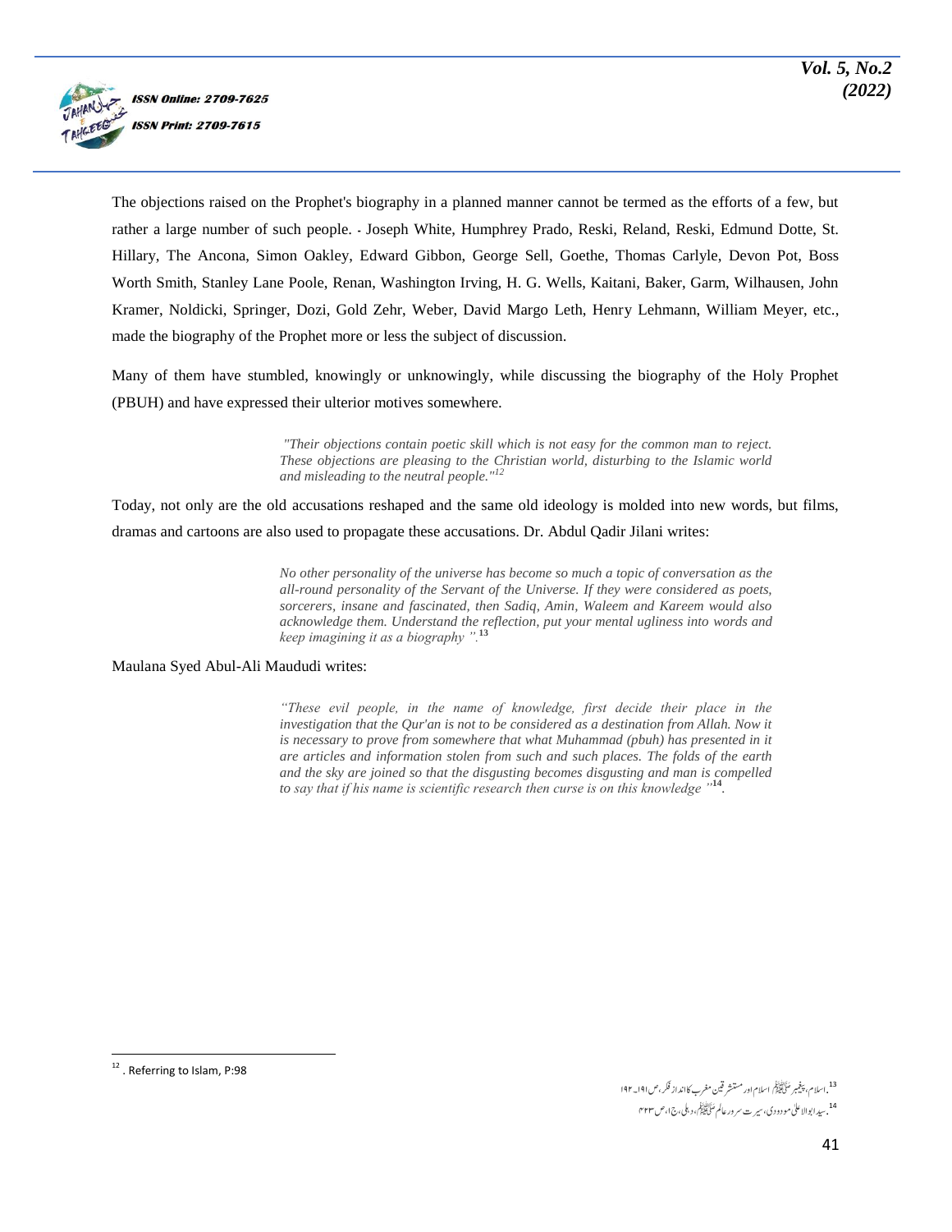The objections raised on the Prophet's biography in a planned manner cannot be termed as the efforts of a few, but rather a large number of such people. - Joseph White, Humphrey Prado, Reski, Reland, Reski, Edmund Dotte, St. Hillary, The Ancona, Simon Oakley, Edward Gibbon, George Sell, Goethe, Thomas Carlyle, Devon Pot, Boss Worth Smith, Stanley Lane Poole, Renan, Washington Irving, H. G. Wells, Kaitani, Baker, Garm, Wilhausen, John Kramer, Noldicki, Springer, Dozi, Gold Zehr, Weber, David Margo Leth, Henry Lehmann, William Meyer, etc., made the biography of the Prophet more or less the subject of discussion.

Many of them have stumbled, knowingly or unknowingly, while discussing the biography of the Holy Prophet (PBUH) and have expressed their ulterior motives somewhere.

> *"Their objections contain poetic skill which is not easy for the common man to reject. These objections are pleasing to the Christian world, disturbing to the Islamic world and misleading to the neutral people."*[12]

Today, not only are the old accusations reshaped and the same old ideology is molded into new words, but films, dramas and cartoons are also used to propagate these accusations. Dr. Abdul Qadir Jilani writes:

> *No other personality of the universe has become so much a topic of conversation as the all-round personality of the Servant of the Universe. If they were considered as poets, sorcerers, insane and fascinated, then Sadiq, Amin, Waleem and Kareem would also acknowledge them. Understand the reflection, put your mental ugliness into words and keep imagining it as a biography ".*[13]

Maulana Syed Abul-Ali Maududi writes:

> *"These evil people, in the name of knowledge, first decide their place in the investigation that the Qur'an is not to be considered as a destination from Allah. Now it is necessary to prove from somewhere that what Muhammad (pbuh) has presented in it are articles and information stolen from such and such places. The folds of the earth and the sky are joined so that the disgusting becomes disgusting and man is compelled to say that if his name is scientific research then curse is on this knowledge "*[14].

---

[12] . Referring to Islam, P:98

[13] .اسلام، پیغمبر ﷺ اسلام اور مستشرقین مغرب کا انداز فکر، ص ۱۹۱۔ ۱۹۲

[14] .سید ابو الاعلیٰ مودودی، سیرت سرور عالم ﷺ، دہلی، ج ۱، ص ۴۲۳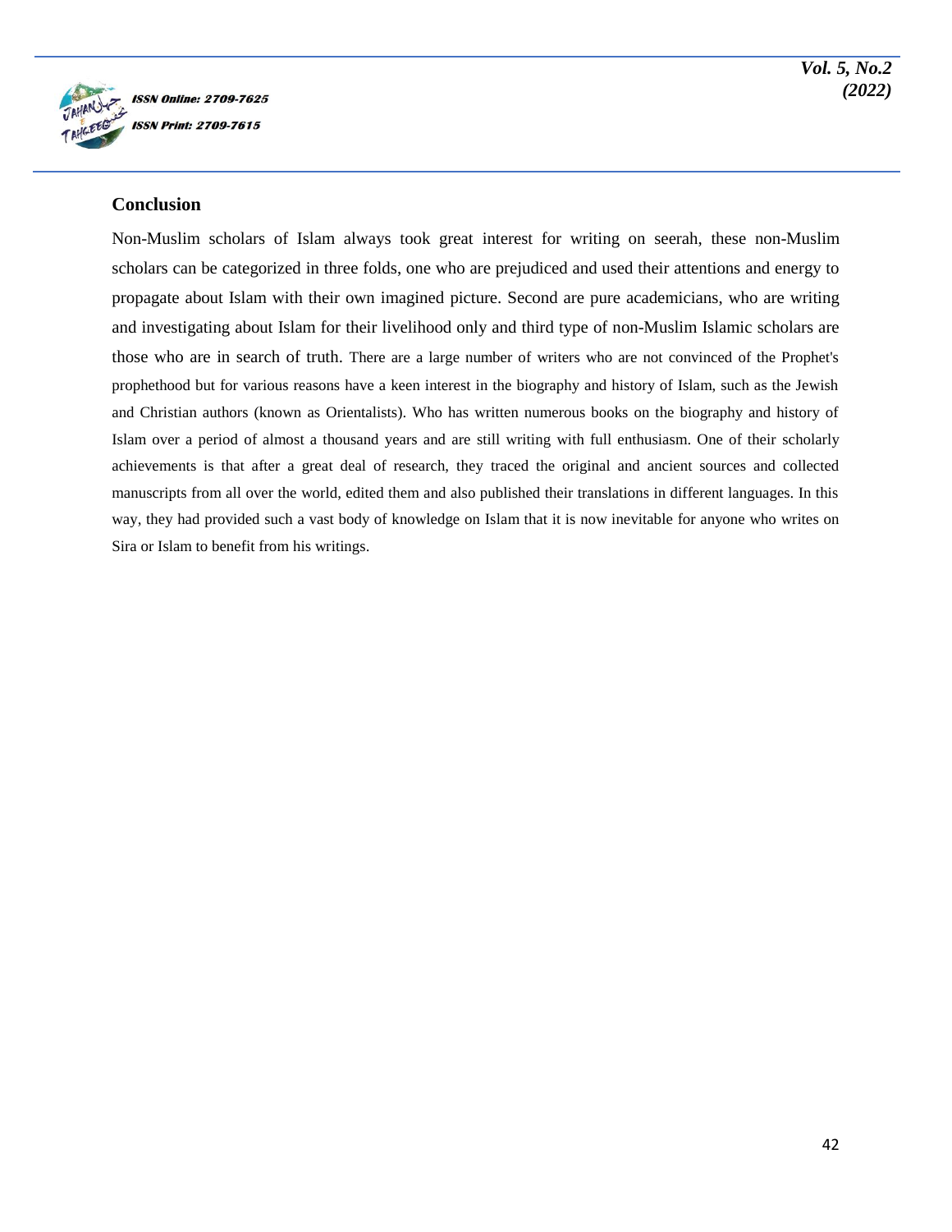## Conclusion

Non-Muslim scholars of Islam always took great interest for writing on seerah, these non-Muslim scholars can be categorized in three folds, one who are prejudiced and used their attentions and energy to propagate about Islam with their own imagined picture. Second are pure academicians, who are writing and investigating about Islam for their livelihood only and third type of non-Muslim Islamic scholars are those who are in search of truth. There are a large number of writers who are not convinced of the Prophet's prophethood but for various reasons have a keen interest in the biography and history of Islam, such as the Jewish and Christian authors (known as Orientalists). Who has written numerous books on the biography and history of Islam over a period of almost a thousand years and are still writing with full enthusiasm. One of their scholarly achievements is that after a great deal of research, they traced the original and ancient sources and collected manuscripts from all over the world, edited them and also published their translations in different languages. In this way, they had provided such a vast body of knowledge on Islam that it is now inevitable for anyone who writes on Sira or Islam to benefit from his writings.